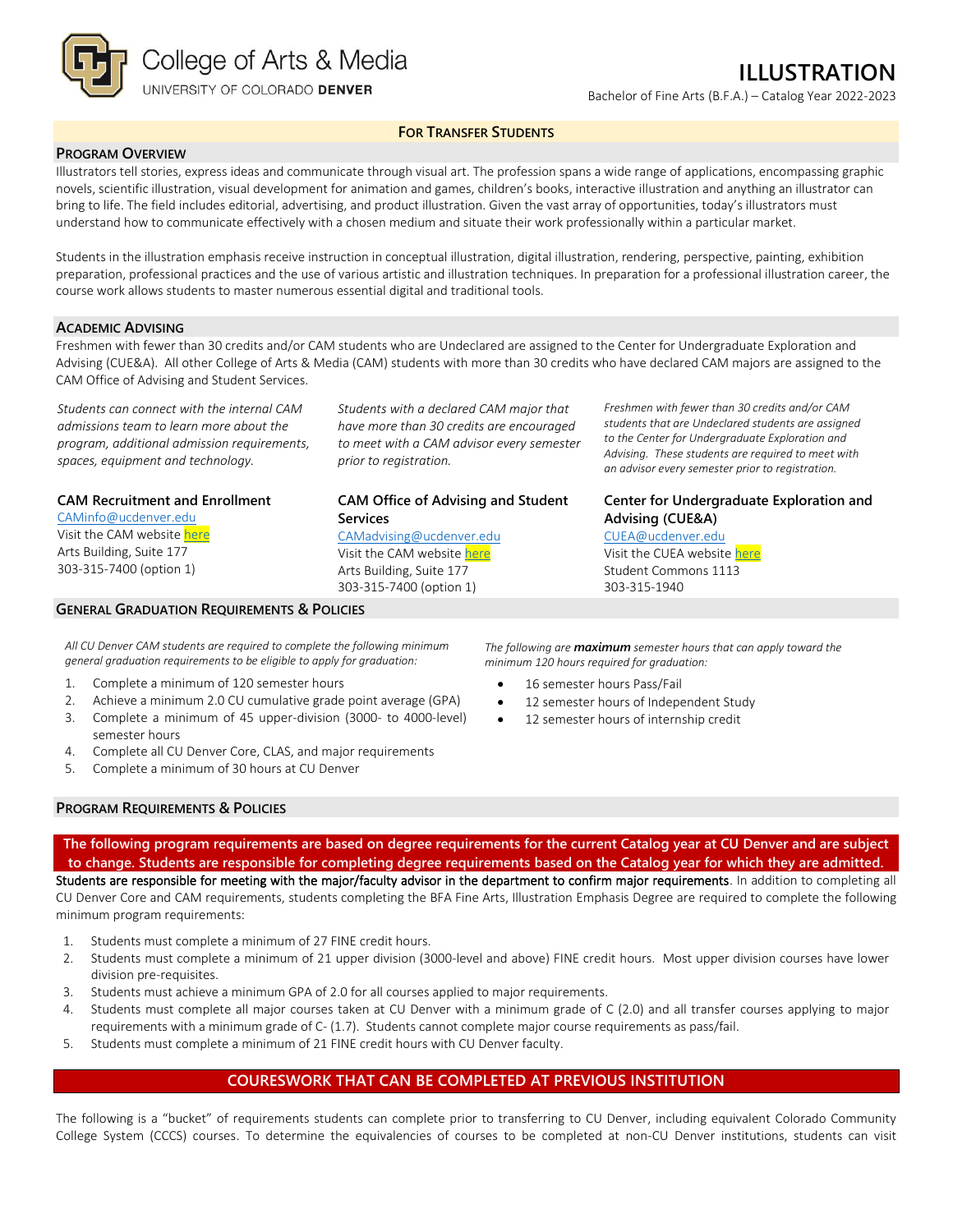College of Arts & Media
UNIVERSITY OF COLORADO DENVER

# ILLUSTRATION

Bachelor of Fine Arts (B.F.A.) – Catalog Year 2022-2023

**FOR TRANSFER STUDENTS**

## PROGRAM OVERVIEW

Illustrators tell stories, express ideas and communicate through visual art. The profession spans a wide range of applications, encompassing graphic novels, scientific illustration, visual development for animation and games, children's books, interactive illustration and anything an illustrator can bring to life. The field includes editorial, advertising, and product illustration. Given the vast array of opportunities, today's illustrators must understand how to communicate effectively with a chosen medium and situate their work professionally within a particular market.

Students in the illustration emphasis receive instruction in conceptual illustration, digital illustration, rendering, perspective, painting, exhibition preparation, professional practices and the use of various artistic and illustration techniques. In preparation for a professional illustration career, the course work allows students to master numerous essential digital and traditional tools.

## ACADEMIC ADVISING

Freshmen with fewer than 30 credits and/or CAM students who are Undeclared are assigned to the Center for Undergraduate Exploration and Advising (CUE&A). All other College of Arts & Media (CAM) students with more than 30 credits who have declared CAM majors are assigned to the CAM Office of Advising and Student Services.

*Students can connect with the internal CAM admissions team to learn more about the program, additional admission requirements, spaces, equipment and technology.*

**CAM Recruitment and Enrollment**
CAMinfo@ucdenver.edu
Visit the CAM website here
Arts Building, Suite 177
303-315-7400 (option 1)

*Students with a declared CAM major that have more than 30 credits are encouraged to meet with a CAM advisor every semester prior to registration.*

**CAM Office of Advising and Student Services**
CAMadvising@ucdenver.edu
Visit the CAM website here
Arts Building, Suite 177
303-315-7400 (option 1)

*Freshmen with fewer than 30 credits and/or CAM students that are Undeclared students are assigned to the Center for Undergraduate Exploration and Advising. These students are required to meet with an advisor every semester prior to registration.*

**Center for Undergraduate Exploration and Advising (CUE&A)**
CUEA@ucdenver.edu
Visit the CUEA website here
Student Commons 1113
303-315-1940

## GENERAL GRADUATION REQUIREMENTS & POLICIES

*All CU Denver CAM students are required to complete the following minimum general graduation requirements to be eligible to apply for graduation:*

1. Complete a minimum of 120 semester hours
2. Achieve a minimum 2.0 CU cumulative grade point average (GPA)
3. Complete a minimum of 45 upper-division (3000- to 4000-level) semester hours
4. Complete all CU Denver Core, CLAS, and major requirements
5. Complete a minimum of 30 hours at CU Denver

*The following are **maximum** semester hours that can apply toward the minimum 120 hours required for graduation:*

- 16 semester hours Pass/Fail
- 12 semester hours of Independent Study
- 12 semester hours of internship credit

## PROGRAM REQUIREMENTS & POLICIES

**The following program requirements are based on degree requirements for the current Catalog year at CU Denver and are subject to change. Students are responsible for completing degree requirements based on the Catalog year for which they are admitted.**

**Students are responsible for meeting with the major/faculty advisor in the department to confirm major requirements**. In addition to completing all CU Denver Core and CAM requirements, students completing the BFA Fine Arts, Illustration Emphasis Degree are required to complete the following minimum program requirements:

1. Students must complete a minimum of 27 FINE credit hours.
2. Students must complete a minimum of 21 upper division (3000-level and above) FINE credit hours. Most upper division courses have lower division pre-requisites.
3. Students must achieve a minimum GPA of 2.0 for all courses applied to major requirements.
4. Students must complete all major courses taken at CU Denver with a minimum grade of C (2.0) and all transfer courses applying to major requirements with a minimum grade of C- (1.7). Students cannot complete major course requirements as pass/fail.
5. Students must complete a minimum of 21 FINE credit hours with CU Denver faculty.

## COURESWORK THAT CAN BE COMPLETED AT PREVIOUS INSTITUTION

The following is a "bucket" of requirements students can complete prior to transferring to CU Denver, including equivalent Colorado Community College System (CCCS) courses. To determine the equivalencies of courses to be completed at non-CU Denver institutions, students can visit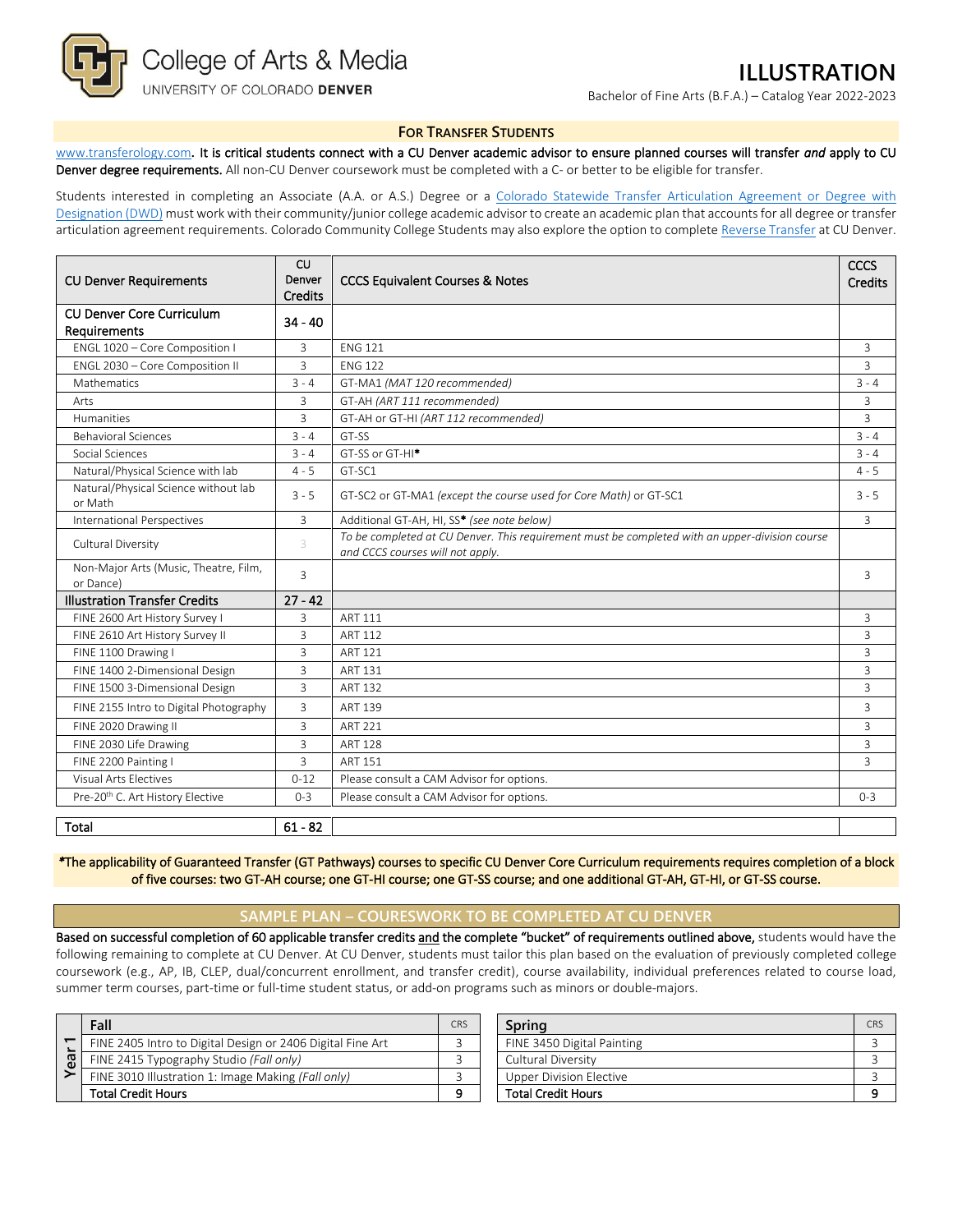College of Arts & Media
UNIVERSITY OF COLORADO DENVER

# ILLUSTRATION

Bachelor of Fine Arts (B.F.A.) – Catalog Year 2022-2023

## FOR TRANSFER STUDENTS

www.transferology.com. **It is critical students connect with a CU Denver academic advisor to ensure planned courses will transfer *and* apply to CU Denver degree requirements.** All non-CU Denver coursework must be completed with a C- or better to be eligible for transfer.

Students interested in completing an Associate (A.A. or A.S.) Degree or a Colorado Statewide Transfer Articulation Agreement or Degree with Designation (DWD) must work with their community/junior college academic advisor to create an academic plan that accounts for all degree or transfer articulation agreement requirements. Colorado Community College Students may also explore the option to complete Reverse Transfer at CU Denver.

| CU Denver Requirements | CU Denver Credits | CCCS Equivalent Courses & Notes | CCCS Credits |
|---|---|---|---|
| **CU Denver Core Curriculum Requirements** | **34 - 40** | | |
| ENGL 1020 – Core Composition I | 3 | ENG 121 | 3 |
| ENGL 2030 – Core Composition II | 3 | ENG 122 | 3 |
| Mathematics | 3 - 4 | GT-MA1 *(MAT 120 recommended)* | 3 - 4 |
| Arts | 3 | GT-AH *(ART 111 recommended)* | 3 |
| Humanities | 3 | GT-AH or GT-HI *(ART 112 recommended)* | 3 |
| Behavioral Sciences | 3 - 4 | GT-SS | 3 - 4 |
| Social Sciences | 3 - 4 | GT-SS or GT-HI* | 3 - 4 |
| Natural/Physical Science with lab | 4 - 5 | GT-SC1 | 4 - 5 |
| Natural/Physical Science without lab or Math | 3 - 5 | GT-SC2 or GT-MA1 *(except the course used for Core Math)* or GT-SC1 | 3 - 5 |
| International Perspectives | 3 | Additional GT-AH, HI, SS* *(see note below)* | 3 |
| Cultural Diversity | 3 | *To be completed at CU Denver. This requirement must be completed with an upper-division course and CCCS courses will not apply.* | |
| Non-Major Arts (Music, Theatre, Film, or Dance) | 3 | | 3 |
| **Illustration Transfer Credits** | **27 - 42** | | |
| FINE 2600 Art History Survey I | 3 | ART 111 | 3 |
| FINE 2610 Art History Survey II | 3 | ART 112 | 3 |
| FINE 1100 Drawing I | 3 | ART 121 | 3 |
| FINE 1400 2-Dimensional Design | 3 | ART 131 | 3 |
| FINE 1500 3-Dimensional Design | 3 | ART 132 | 3 |
| FINE 2155 Intro to Digital Photography | 3 | ART 139 | 3 |
| FINE 2020 Drawing II | 3 | ART 221 | 3 |
| FINE 2030 Life Drawing | 3 | ART 128 | 3 |
| FINE 2200 Painting I | 3 | ART 151 | 3 |
| Visual Arts Electives | 0-12 | Please consult a CAM Advisor for options. | |
| Pre-20th C. Art History Elective | 0-3 | Please consult a CAM Advisor for options. | 0-3 |
| **Total** | **61 - 82** | | |

*The applicability of Guaranteed Transfer (GT Pathways) courses to specific CU Denver Core Curriculum requirements requires completion of a block of five courses: two GT-AH course; one GT-HI course; one GT-SS course; and one additional GT-AH, GT-HI, or GT-SS course.

## SAMPLE PLAN – COURESWORK TO BE COMPLETED AT CU DENVER

**Based on successful completion of 60 applicable transfer credits and the complete "bucket" of requirements outlined above,** students would have the following remaining to complete at CU Denver. At CU Denver, students must tailor this plan based on the evaluation of previously completed college coursework (e.g., AP, IB, CLEP, dual/concurrent enrollment, and transfer credit), course availability, individual preferences related to course load, summer term courses, part-time or full-time student status, or add-on programs such as minors or double-majors.

| Year 1 | Fall | CRS | Spring | CRS |
|---|---|---|---|---|
| | FINE 2405 Intro to Digital Design or 2406 Digital Fine Art | 3 | FINE 3450 Digital Painting | 3 |
| | FINE 2415 Typography Studio *(Fall only)* | 3 | Cultural Diversity | 3 |
| | FINE 3010 Illustration 1: Image Making *(Fall only)* | 3 | Upper Division Elective | 3 |
| | **Total Credit Hours** | **9** | **Total Credit Hours** | **9** |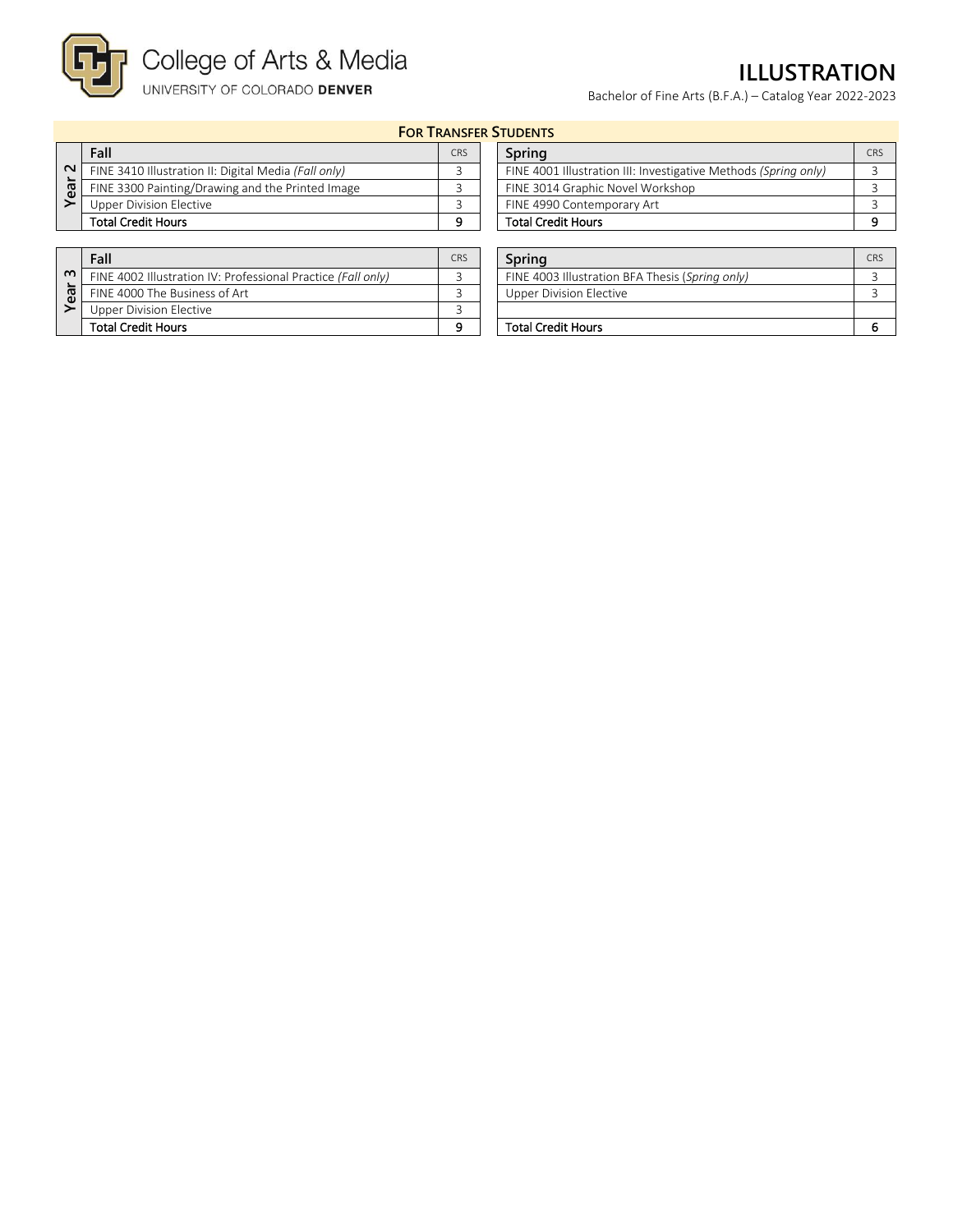# ILLUSTRATION

Bachelor of Fine Arts (B.F.A.) – Catalog Year 2022-2023

## For Transfer Students

**Year 2**

| Fall | CRS |
|---|---|
| FINE 3410 Illustration II: Digital Media *(Fall only)* | 3 |
| FINE 3300 Painting/Drawing and the Printed Image | 3 |
| Upper Division Elective | 3 |
| **Total Credit Hours** | **9** |

| Spring | CRS |
|---|---|
| FINE 4001 Illustration III: Investigative Methods *(Spring only)* | 3 |
| FINE 3014 Graphic Novel Workshop | 3 |
| FINE 4990 Contemporary Art | 3 |
| **Total Credit Hours** | **9** |

**Year 3**

| Fall | CRS |
|---|---|
| FINE 4002 Illustration IV: Professional Practice *(Fall only)* | 3 |
| FINE 4000 The Business of Art | 3 |
| Upper Division Elective | 3 |
| **Total Credit Hours** | **9** |

| Spring | CRS |
|---|---|
| FINE 4003 Illustration BFA Thesis (*Spring only)* | 3 |
| Upper Division Elective | 3 |
| | |
| **Total Credit Hours** | **6** |